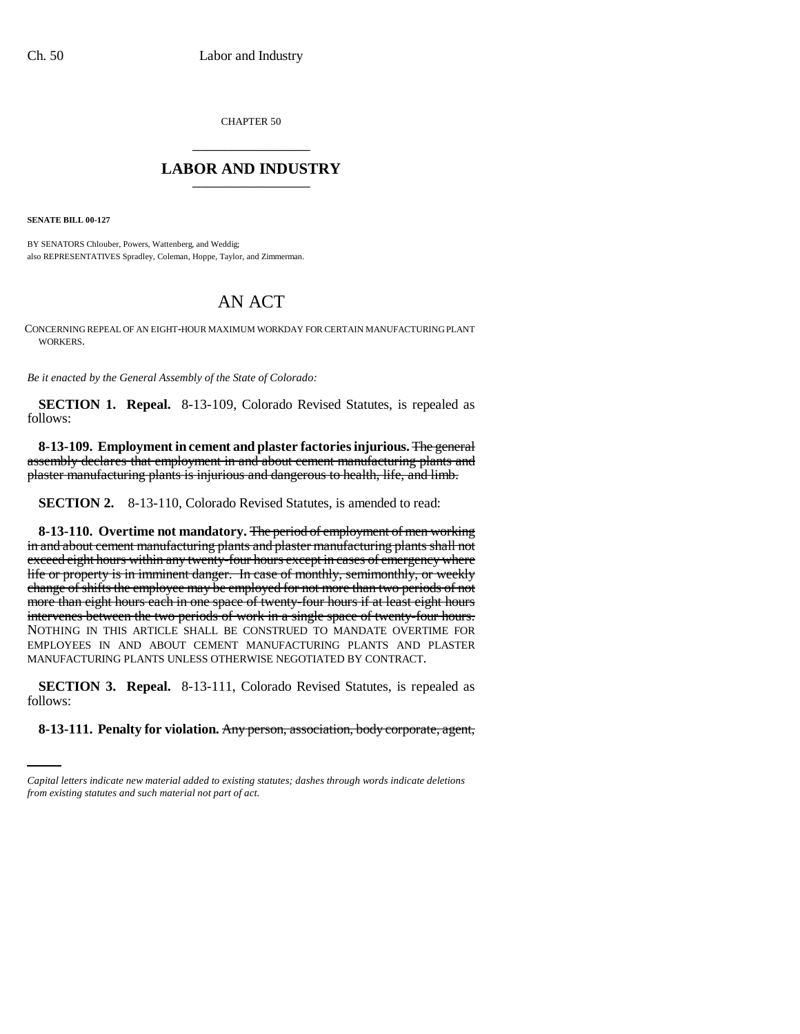CHAPTER 50

## LABOR AND INDUSTRY

**SENATE BILL 00-127**

BY SENATORS Chlouber, Powers, Wattenberg, and Weddig;
also REPRESENTATIVES Spradley, Coleman, Hoppe, Taylor, and Zimmerman.

# AN ACT

CONCERNING REPEAL OF AN EIGHT-HOUR MAXIMUM WORKDAY FOR CERTAIN MANUFACTURING PLANT WORKERS.

*Be it enacted by the General Assembly of the State of Colorado:*

**SECTION 1. Repeal.** 8-13-109, Colorado Revised Statutes, is repealed as follows:

**8-13-109. Employment in cement and plaster factories injurious.** ~~The general assembly declares that employment in and about cement manufacturing plants and plaster manufacturing plants is injurious and dangerous to health, life, and limb.~~

**SECTION 2.** 8-13-110, Colorado Revised Statutes, is amended to read:

**8-13-110. Overtime not mandatory.** ~~The period of employment of men working in and about cement manufacturing plants and plaster manufacturing plants shall not exceed eight hours within any twenty-four hours except in cases of emergency where life or property is in imminent danger. In case of monthly, semimonthly, or weekly change of shifts the employee may be employed for not more than two periods of not more than eight hours each in one space of twenty-four hours if at least eight hours intervenes between the two periods of work in a single space of twenty-four hours.~~ NOTHING IN THIS ARTICLE SHALL BE CONSTRUED TO MANDATE OVERTIME FOR EMPLOYEES IN AND ABOUT CEMENT MANUFACTURING PLANTS AND PLASTER MANUFACTURING PLANTS UNLESS OTHERWISE NEGOTIATED BY CONTRACT.

**SECTION 3. Repeal.** 8-13-111, Colorado Revised Statutes, is repealed as follows:

**8-13-111. Penalty for violation.** ~~Any person, association, body corporate, agent,~~

---

*Capital letters indicate new material added to existing statutes; dashes through words indicate deletions from existing statutes and such material not part of act.*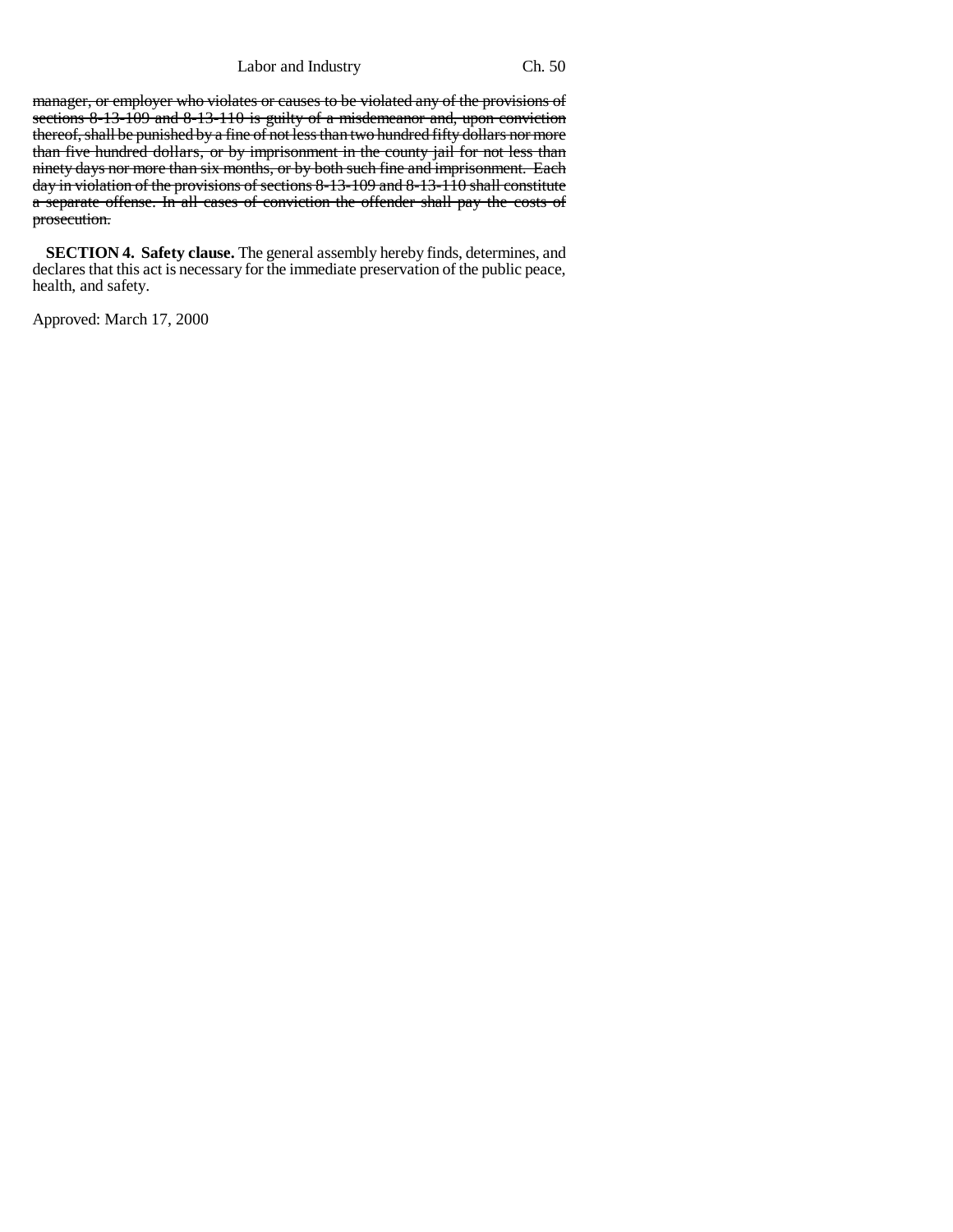~~manager, or employer who violates or causes to be violated any of the provisions of sections 8-13-109 and 8-13-110 is guilty of a misdemeanor and, upon conviction thereof, shall be punished by a fine of not less than two hundred fifty dollars nor more than five hundred dollars, or by imprisonment in the county jail for not less than ninety days nor more than six months, or by both such fine and imprisonment. Each day in violation of the provisions of sections 8-13-109 and 8-13-110 shall constitute a separate offense. In all cases of conviction the offender shall pay the costs of prosecution.~~

**SECTION 4. Safety clause.** The general assembly hereby finds, determines, and declares that this act is necessary for the immediate preservation of the public peace, health, and safety.

Approved: March 17, 2000